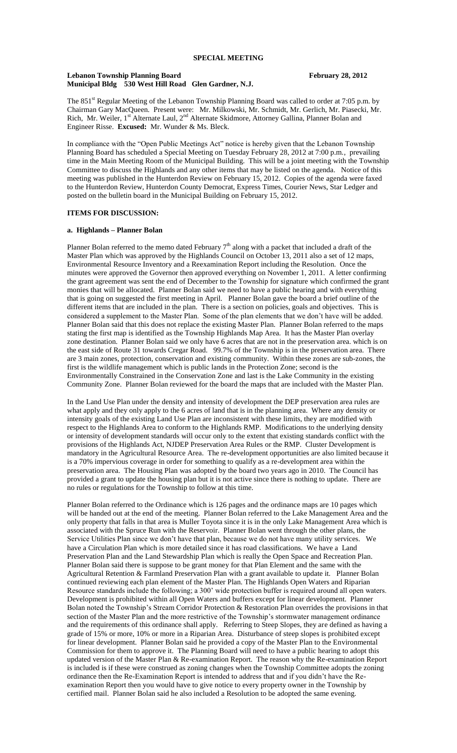# SPECIAL MEETING

**Lebanon Township Planning Board** **February 28, 2012**
**Municipal Bldg 530 West Hill Road Glen Gardner, N.J.**

The 851st Regular Meeting of the Lebanon Township Planning Board was called to order at 7:05 p.m. by Chairman Gary MacQueen. Present were: Mr. Milkowski, Mr. Schmidt, Mr. Gerlich, Mr. Piasecki, Mr. Rich, Mr. Weiler, 1st Alternate Laul, 2nd Alternate Skidmore, Attorney Gallina, Planner Bolan and Engineer Risse. **Excused:** Mr. Wunder & Ms. Bleck.

In compliance with the "Open Public Meetings Act" notice is hereby given that the Lebanon Township Planning Board has scheduled a Special Meeting on Tuesday February 28, 2012 at 7:00 p.m., prevailing time in the Main Meeting Room of the Municipal Building. This will be a joint meeting with the Township Committee to discuss the Highlands and any other items that may be listed on the agenda. Notice of this meeting was published in the Hunterdon Review on February 15, 2012. Copies of the agenda were faxed to the Hunterdon Review, Hunterdon County Democrat, Express Times, Courier News, Star Ledger and posted on the bulletin board in the Municipal Building on February 15, 2012.

**ITEMS FOR DISCUSSION:**

**a. Highlands – Planner Bolan**

Planner Bolan referred to the memo dated February 7th along with a packet that included a draft of the Master Plan which was approved by the Highlands Council on October 13, 2011 also a set of 12 maps, Environmental Resource Inventory and a Reexamination Report including the Resolution. Once the minutes were approved the Governor then approved everything on November 1, 2011. A letter confirming the grant agreement was sent the end of December to the Township for signature which confirmed the grant monies that will be allocated. Planner Bolan said we need to have a public hearing and with everything that is going on suggested the first meeting in April. Planner Bolan gave the board a brief outline of the different items that are included in the plan. There is a section on policies, goals and objectives. This is considered a supplement to the Master Plan. Some of the plan elements that we don't have will be added. Planner Bolan said that this does not replace the existing Master Plan. Planner Bolan referred to the maps stating the first map is identified as the Township Highlands Map Area. It has the Master Plan overlay zone destination. Planner Bolan said we only have 6 acres that are not in the preservation area. which is on the east side of Route 31 towards Cregar Road. 99.7% of the Township is in the preservation area. There are 3 main zones, protection, conservation and existing community. Within these zones are sub-zones, the first is the wildlife management which is public lands in the Protection Zone; second is the Environmentally Constrained in the Conservation Zone and last is the Lake Community in the existing Community Zone. Planner Bolan reviewed for the board the maps that are included with the Master Plan.

In the Land Use Plan under the density and intensity of development the DEP preservation area rules are what apply and they only apply to the 6 acres of land that is in the planning area. Where any density or intensity goals of the existing Land Use Plan are inconsistent with these limits, they are modified with respect to the Highlands Area to conform to the Highlands RMP. Modifications to the underlying density or intensity of development standards will occur only to the extent that existing standards conflict with the provisions of the Highlands Act, NJDEP Preservation Area Rules or the RMP. Cluster Development is mandatory in the Agricultural Resource Area. The re-development opportunities are also limited because it is a 70% impervious coverage in order for something to qualify as a re-development area within the preservation area. The Housing Plan was adopted by the board two years ago in 2010. The Council has provided a grant to update the housing plan but it is not active since there is nothing to update. There are no rules or regulations for the Township to follow at this time.

Planner Bolan referred to the Ordinance which is 126 pages and the ordinance maps are 10 pages which will be handed out at the end of the meeting. Planner Bolan referred to the Lake Management Area and the only property that falls in that area is Muller Toyota since it is in the only Lake Management Area which is associated with the Spruce Run with the Reservoir. Planner Bolan went through the other plans, the Service Utilities Plan since we don't have that plan, because we do not have many utility services. We have a Circulation Plan which is more detailed since it has road classifications. We have a Land Preservation Plan and the Land Stewardship Plan which is really the Open Space and Recreation Plan. Planner Bolan said there is suppose to be grant money for that Plan Element and the same with the Agricultural Retention & Farmland Preservation Plan with a grant available to update it. Planner Bolan continued reviewing each plan element of the Master Plan. The Highlands Open Waters and Riparian Resource standards include the following; a 300' wide protection buffer is required around all open waters. Development is prohibited within all Open Waters and buffers except for linear development. Planner Bolan noted the Township's Stream Corridor Protection & Restoration Plan overrides the provisions in that section of the Master Plan and the more restrictive of the Township's stormwater management ordinance and the requirements of this ordinance shall apply. Referring to Steep Slopes, they are defined as having a grade of 15% or more, 10% or more in a Riparian Area. Disturbance of steep slopes is prohibited except for linear development. Planner Bolan said he provided a copy of the Master Plan to the Environmental Commission for them to approve it. The Planning Board will need to have a public hearing to adopt this updated version of the Master Plan & Re-examination Report. The reason why the Re-examination Report is included is if these were construed as zoning changes when the Township Committee adopts the zoning ordinance then the Re-Examination Report is intended to address that and if you didn't have the Re-examination Report then you would have to give notice to every property owner in the Township by certified mail. Planner Bolan said he also included a Resolution to be adopted the same evening.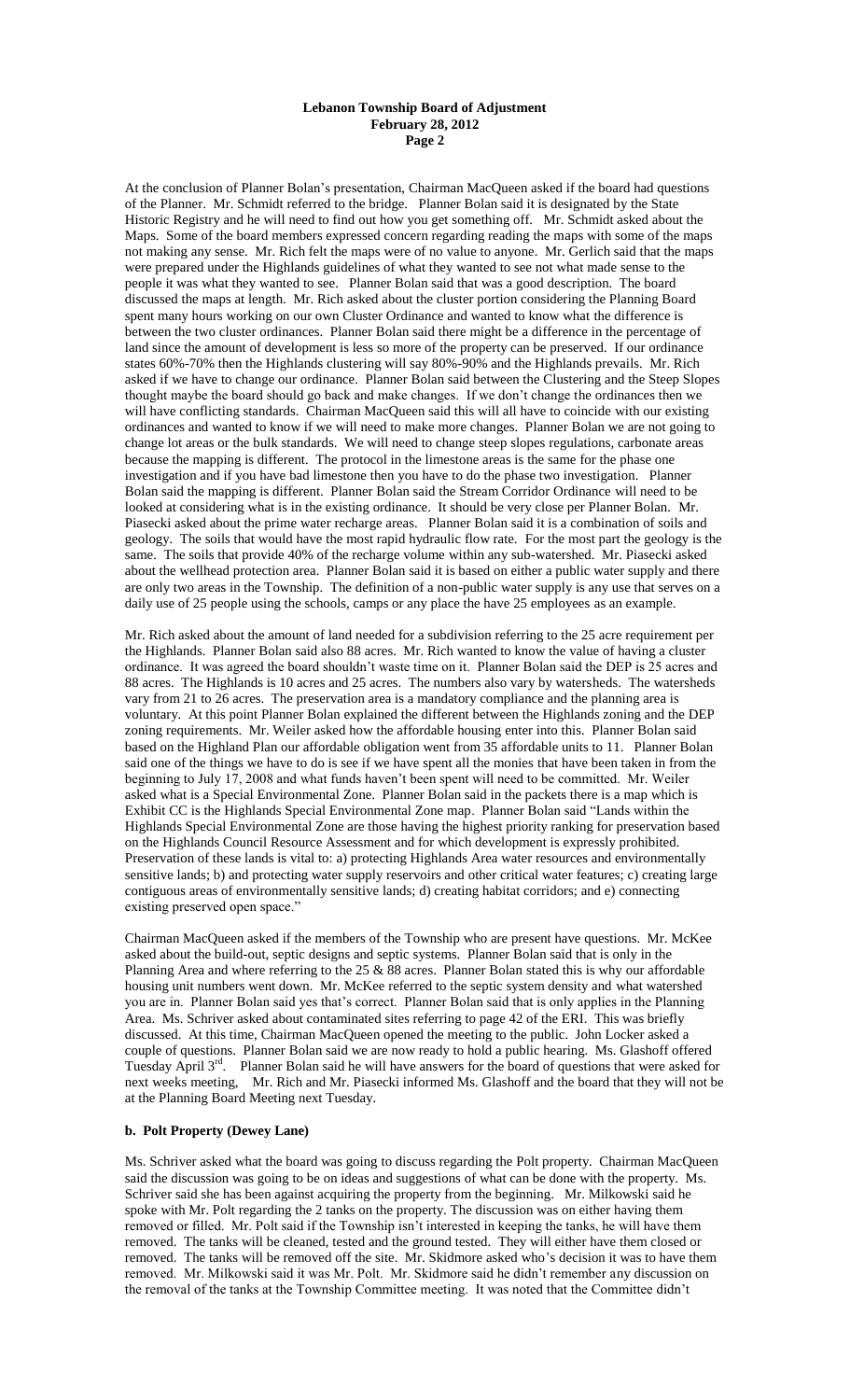At the conclusion of Planner Bolan's presentation, Chairman MacQueen asked if the board had questions of the Planner. Mr. Schmidt referred to the bridge. Planner Bolan said it is designated by the State Historic Registry and he will need to find out how you get something off. Mr. Schmidt asked about the Maps. Some of the board members expressed concern regarding reading the maps with some of the maps not making any sense. Mr. Rich felt the maps were of no value to anyone. Mr. Gerlich said that the maps were prepared under the Highlands guidelines of what they wanted to see not what made sense to the people it was what they wanted to see. Planner Bolan said that was a good description. The board discussed the maps at length. Mr. Rich asked about the cluster portion considering the Planning Board spent many hours working on our own Cluster Ordinance and wanted to know what the difference is between the two cluster ordinances. Planner Bolan said there might be a difference in the percentage of land since the amount of development is less so more of the property can be preserved. If our ordinance states 60%-70% then the Highlands clustering will say 80%-90% and the Highlands prevails. Mr. Rich asked if we have to change our ordinance. Planner Bolan said between the Clustering and the Steep Slopes thought maybe the board should go back and make changes. If we don't change the ordinances then we will have conflicting standards. Chairman MacQueen said this will all have to coincide with our existing ordinances and wanted to know if we will need to make more changes. Planner Bolan we are not going to change lot areas or the bulk standards. We will need to change steep slopes regulations, carbonate areas because the mapping is different. The protocol in the limestone areas is the same for the phase one investigation and if you have bad limestone then you have to do the phase two investigation. Planner Bolan said the mapping is different. Planner Bolan said the Stream Corridor Ordinance will need to be looked at considering what is in the existing ordinance. It should be very close per Planner Bolan. Mr. Piasecki asked about the prime water recharge areas. Planner Bolan said it is a combination of soils and geology. The soils that would have the most rapid hydraulic flow rate. For the most part the geology is the same. The soils that provide 40% of the recharge volume within any sub-watershed. Mr. Piasecki asked about the wellhead protection area. Planner Bolan said it is based on either a public water supply and there are only two areas in the Township. The definition of a non-public water supply is any use that serves on a daily use of 25 people using the schools, camps or any place the have 25 employees as an example.

Mr. Rich asked about the amount of land needed for a subdivision referring to the 25 acre requirement per the Highlands. Planner Bolan said also 88 acres. Mr. Rich wanted to know the value of having a cluster ordinance. It was agreed the board shouldn't waste time on it. Planner Bolan said the DEP is 25 acres and 88 acres. The Highlands is 10 acres and 25 acres. The numbers also vary by watersheds. The watersheds vary from 21 to 26 acres. The preservation area is a mandatory compliance and the planning area is voluntary. At this point Planner Bolan explained the different between the Highlands zoning and the DEP zoning requirements. Mr. Weiler asked how the affordable housing enter into this. Planner Bolan said based on the Highland Plan our affordable obligation went from 35 affordable units to 11. Planner Bolan said one of the things we have to do is see if we have spent all the monies that have been taken in from the beginning to July 17, 2008 and what funds haven't been spent will need to be committed. Mr. Weiler asked what is a Special Environmental Zone. Planner Bolan said in the packets there is a map which is Exhibit CC is the Highlands Special Environmental Zone map. Planner Bolan said "Lands within the Highlands Special Environmental Zone are those having the highest priority ranking for preservation based on the Highlands Council Resource Assessment and for which development is expressly prohibited. Preservation of these lands is vital to: a) protecting Highlands Area water resources and environmentally sensitive lands; b) and protecting water supply reservoirs and other critical water features; c) creating large contiguous areas of environmentally sensitive lands; d) creating habitat corridors; and e) connecting existing preserved open space."

Chairman MacQueen asked if the members of the Township who are present have questions. Mr. McKee asked about the build-out, septic designs and septic systems. Planner Bolan said that is only in the Planning Area and where referring to the 25 & 88 acres. Planner Bolan stated this is why our affordable housing unit numbers went down. Mr. McKee referred to the septic system density and what watershed you are in. Planner Bolan said yes that's correct. Planner Bolan said that is only applies in the Planning Area. Ms. Schriver asked about contaminated sites referring to page 42 of the ERI. This was briefly discussed. At this time, Chairman MacQueen opened the meeting to the public. John Locker asked a couple of questions. Planner Bolan said we are now ready to hold a public hearing. Ms. Glashoff offered Tuesday April 3rd. Planner Bolan said he will have answers for the board of questions that were asked for next weeks meeting, Mr. Rich and Mr. Piasecki informed Ms. Glashoff and the board that they will not be at the Planning Board Meeting next Tuesday.

### b. Polt Property (Dewey Lane)

Ms. Schriver asked what the board was going to discuss regarding the Polt property. Chairman MacQueen said the discussion was going to be on ideas and suggestions of what can be done with the property. Ms. Schriver said she has been against acquiring the property from the beginning. Mr. Milkowski said he spoke with Mr. Polt regarding the 2 tanks on the property. The discussion was on either having them removed or filled. Mr. Polt said if the Township isn't interested in keeping the tanks, he will have them removed. The tanks will be cleaned, tested and the ground tested. They will either have them closed or removed. The tanks will be removed off the site. Mr. Skidmore asked who's decision it was to have them removed. Mr. Milkowski said it was Mr. Polt. Mr. Skidmore said he didn't remember any discussion on the removal of the tanks at the Township Committee meeting. It was noted that the Committee didn't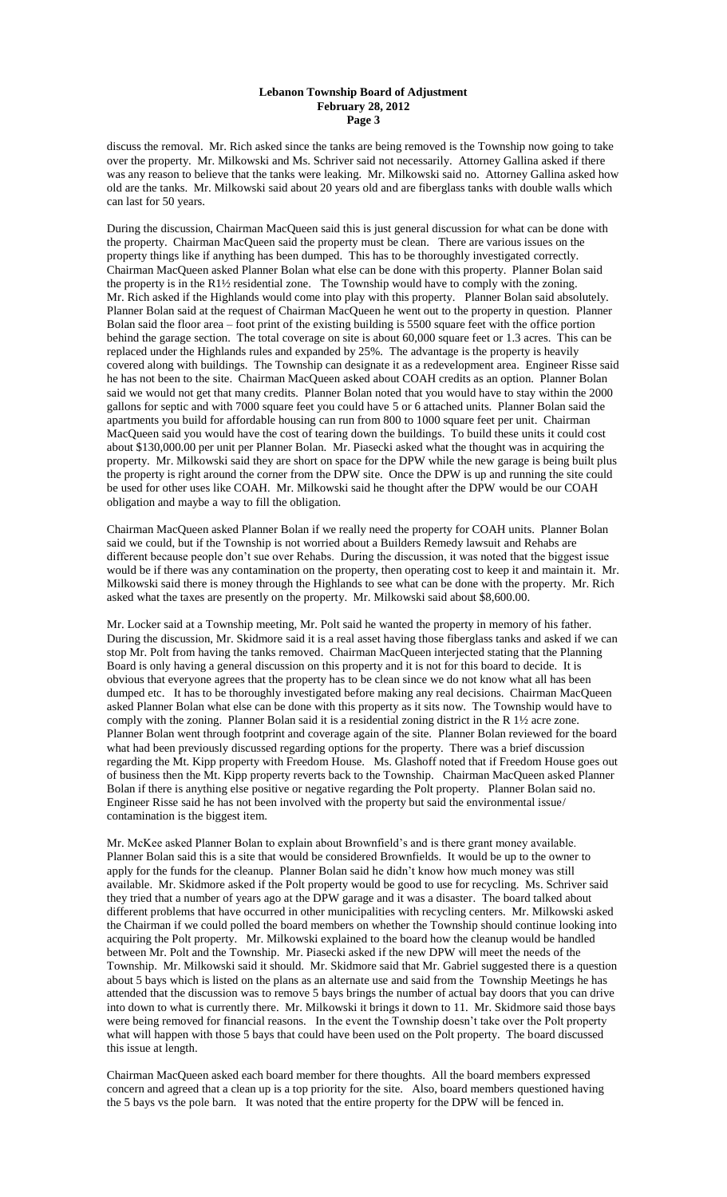discuss the removal. Mr. Rich asked since the tanks are being removed is the Township now going to take over the property. Mr. Milkowski and Ms. Schriver said not necessarily. Attorney Gallina asked if there was any reason to believe that the tanks were leaking. Mr. Milkowski said no. Attorney Gallina asked how old are the tanks. Mr. Milkowski said about 20 years old and are fiberglass tanks with double walls which can last for 50 years.

During the discussion, Chairman MacQueen said this is just general discussion for what can be done with the property. Chairman MacQueen said the property must be clean. There are various issues on the property things like if anything has been dumped. This has to be thoroughly investigated correctly. Chairman MacQueen asked Planner Bolan what else can be done with this property. Planner Bolan said the property is in the R1½ residential zone. The Township would have to comply with the zoning. Mr. Rich asked if the Highlands would come into play with this property. Planner Bolan said absolutely. Planner Bolan said at the request of Chairman MacQueen he went out to the property in question. Planner Bolan said the floor area – foot print of the existing building is 5500 square feet with the office portion behind the garage section. The total coverage on site is about 60,000 square feet or 1.3 acres. This can be replaced under the Highlands rules and expanded by 25%. The advantage is the property is heavily covered along with buildings. The Township can designate it as a redevelopment area. Engineer Risse said he has not been to the site. Chairman MacQueen asked about COAH credits as an option. Planner Bolan said we would not get that many credits. Planner Bolan noted that you would have to stay within the 2000 gallons for septic and with 7000 square feet you could have 5 or 6 attached units. Planner Bolan said the apartments you build for affordable housing can run from 800 to 1000 square feet per unit. Chairman MacQueen said you would have the cost of tearing down the buildings. To build these units it could cost about $130,000.00 per unit per Planner Bolan. Mr. Piasecki asked what the thought was in acquiring the property. Mr. Milkowski said they are short on space for the DPW while the new garage is being built plus the property is right around the corner from the DPW site. Once the DPW is up and running the site could be used for other uses like COAH. Mr. Milkowski said he thought after the DPW would be our COAH obligation and maybe a way to fill the obligation.

Chairman MacQueen asked Planner Bolan if we really need the property for COAH units. Planner Bolan said we could, but if the Township is not worried about a Builders Remedy lawsuit and Rehabs are different because people don't sue over Rehabs. During the discussion, it was noted that the biggest issue would be if there was any contamination on the property, then operating cost to keep it and maintain it. Mr. Milkowski said there is money through the Highlands to see what can be done with the property. Mr. Rich asked what the taxes are presently on the property. Mr. Milkowski said about $8,600.00.

Mr. Locker said at a Township meeting, Mr. Polt said he wanted the property in memory of his father. During the discussion, Mr. Skidmore said it is a real asset having those fiberglass tanks and asked if we can stop Mr. Polt from having the tanks removed. Chairman MacQueen interjected stating that the Planning Board is only having a general discussion on this property and it is not for this board to decide. It is obvious that everyone agrees that the property has to be clean since we do not know what all has been dumped etc. It has to be thoroughly investigated before making any real decisions. Chairman MacQueen asked Planner Bolan what else can be done with this property as it sits now. The Township would have to comply with the zoning. Planner Bolan said it is a residential zoning district in the R 1½ acre zone. Planner Bolan went through footprint and coverage again of the site. Planner Bolan reviewed for the board what had been previously discussed regarding options for the property. There was a brief discussion regarding the Mt. Kipp property with Freedom House. Ms. Glashoff noted that if Freedom House goes out of business then the Mt. Kipp property reverts back to the Township. Chairman MacQueen asked Planner Bolan if there is anything else positive or negative regarding the Polt property. Planner Bolan said no. Engineer Risse said he has not been involved with the property but said the environmental issue/ contamination is the biggest item.

Mr. McKee asked Planner Bolan to explain about Brownfield's and is there grant money available. Planner Bolan said this is a site that would be considered Brownfields. It would be up to the owner to apply for the funds for the cleanup. Planner Bolan said he didn't know how much money was still available. Mr. Skidmore asked if the Polt property would be good to use for recycling. Ms. Schriver said they tried that a number of years ago at the DPW garage and it was a disaster. The board talked about different problems that have occurred in other municipalities with recycling centers. Mr. Milkowski asked the Chairman if we could polled the board members on whether the Township should continue looking into acquiring the Polt property. Mr. Milkowski explained to the board how the cleanup would be handled between Mr. Polt and the Township. Mr. Piasecki asked if the new DPW will meet the needs of the Township. Mr. Milkowski said it should. Mr. Skidmore said that Mr. Gabriel suggested there is a question about 5 bays which is listed on the plans as an alternate use and said from the Township Meetings he has attended that the discussion was to remove 5 bays brings the number of actual bay doors that you can drive into down to what is currently there. Mr. Milkowski it brings it down to 11. Mr. Skidmore said those bays were being removed for financial reasons. In the event the Township doesn't take over the Polt property what will happen with those 5 bays that could have been used on the Polt property. The board discussed this issue at length.

Chairman MacQueen asked each board member for there thoughts. All the board members expressed concern and agreed that a clean up is a top priority for the site. Also, board members questioned having the 5 bays vs the pole barn. It was noted that the entire property for the DPW will be fenced in.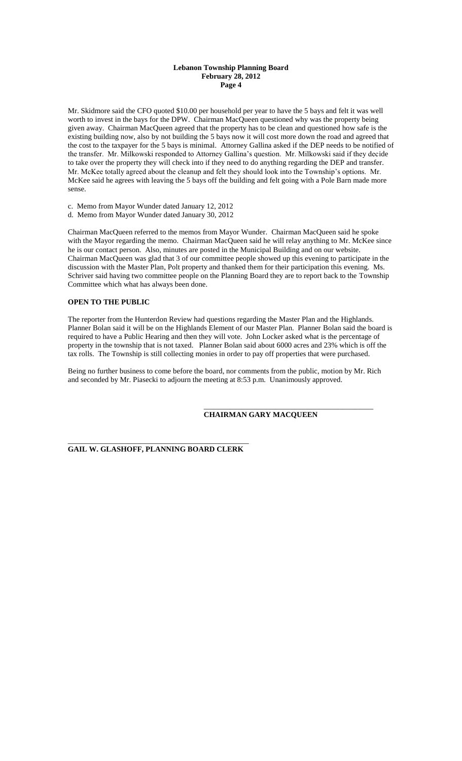Mr. Skidmore said the CFO quoted $10.00 per household per year to have the 5 bays and felt it was well worth to invest in the bays for the DPW. Chairman MacQueen questioned why was the property being given away. Chairman MacQueen agreed that the property has to be clean and questioned how safe is the existing building now, also by not building the 5 bays now it will cost more down the road and agreed that the cost to the taxpayer for the 5 bays is minimal. Attorney Gallina asked if the DEP needs to be notified of the transfer. Mr. Milkowski responded to Attorney Gallina's question. Mr. Milkowski said if they decide to take over the property they will check into if they need to do anything regarding the DEP and transfer. Mr. McKee totally agreed about the cleanup and felt they should look into the Township's options. Mr. McKee said he agrees with leaving the 5 bays off the building and felt going with a Pole Barn made more sense.

c. Memo from Mayor Wunder dated January 12, 2012
d. Memo from Mayor Wunder dated January 30, 2012

Chairman MacQueen referred to the memos from Mayor Wunder. Chairman MacQueen said he spoke with the Mayor regarding the memo. Chairman MacQueen said he will relay anything to Mr. McKee since he is our contact person. Also, minutes are posted in the Municipal Building and on our website. Chairman MacQueen was glad that 3 of our committee people showed up this evening to participate in the discussion with the Master Plan, Polt property and thanked them for their participation this evening. Ms. Schriver said having two committee people on the Planning Board they are to report back to the Township Committee which what has always been done.

**OPEN TO THE PUBLIC**

The reporter from the Hunterdon Review had questions regarding the Master Plan and the Highlands. Planner Bolan said it will be on the Highlands Element of our Master Plan. Planner Bolan said the board is required to have a Public Hearing and then they will vote. John Locker asked what is the percentage of property in the township that is not taxed. Planner Bolan said about 6000 acres and 23% which is off the tax rolls. The Township is still collecting monies in order to pay off properties that were purchased.

Being no further business to come before the board, nor comments from the public, motion by Mr. Rich and seconded by Mr. Piasecki to adjourn the meeting at 8:53 p.m. Unanimously approved.

\_\_\_\_\_\_\_\_\_\_\_\_\_\_\_\_\_\_\_\_\_\_\_\_\_\_\_\_\_\_\_\_\_\_\_\_\_\_\_\_\_\_\_\_

**CHAIRMAN GARY MACQUEEN**

\_\_\_\_\_\_\_\_\_\_\_\_\_\_\_\_\_\_\_\_\_\_\_\_\_\_\_\_\_\_\_\_\_\_\_\_\_\_\_\_\_\_\_\_

**GAIL W. GLASHOFF, PLANNING BOARD CLERK**